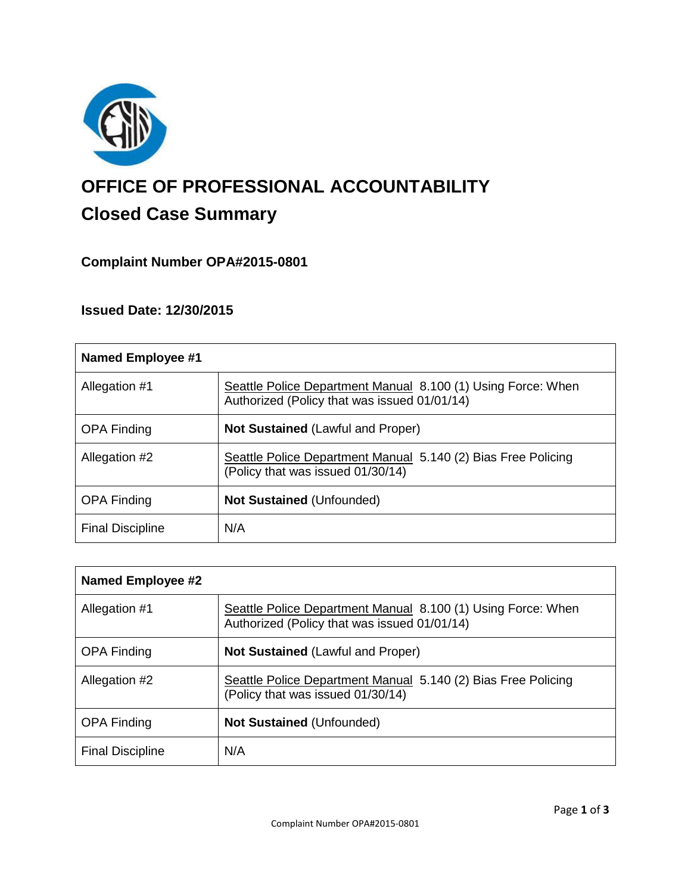# OFFICE OF PROFESSIONAL ACCOUNTABILITY

## Closed Case Summary

### Complaint Number OPA#2015-0801

### Issued Date: 12/30/2015

| Named Employee #1 | |
|---|---|
| Allegation #1 | Seattle Police Department Manual 8.100 (1) Using Force: When Authorized (Policy that was issued 01/01/14) |
| OPA Finding | **Not Sustained** (Lawful and Proper) |
| Allegation #2 | Seattle Police Department Manual 5.140 (2) Bias Free Policing (Policy that was issued 01/30/14) |
| OPA Finding | **Not Sustained** (Unfounded) |
| Final Discipline | N/A |

| Named Employee #2 | |
|---|---|
| Allegation #1 | Seattle Police Department Manual 8.100 (1) Using Force: When Authorized (Policy that was issued 01/01/14) |
| OPA Finding | **Not Sustained** (Lawful and Proper) |
| Allegation #2 | Seattle Police Department Manual 5.140 (2) Bias Free Policing (Policy that was issued 01/30/14) |
| OPA Finding | **Not Sustained** (Unfounded) |
| Final Discipline | N/A |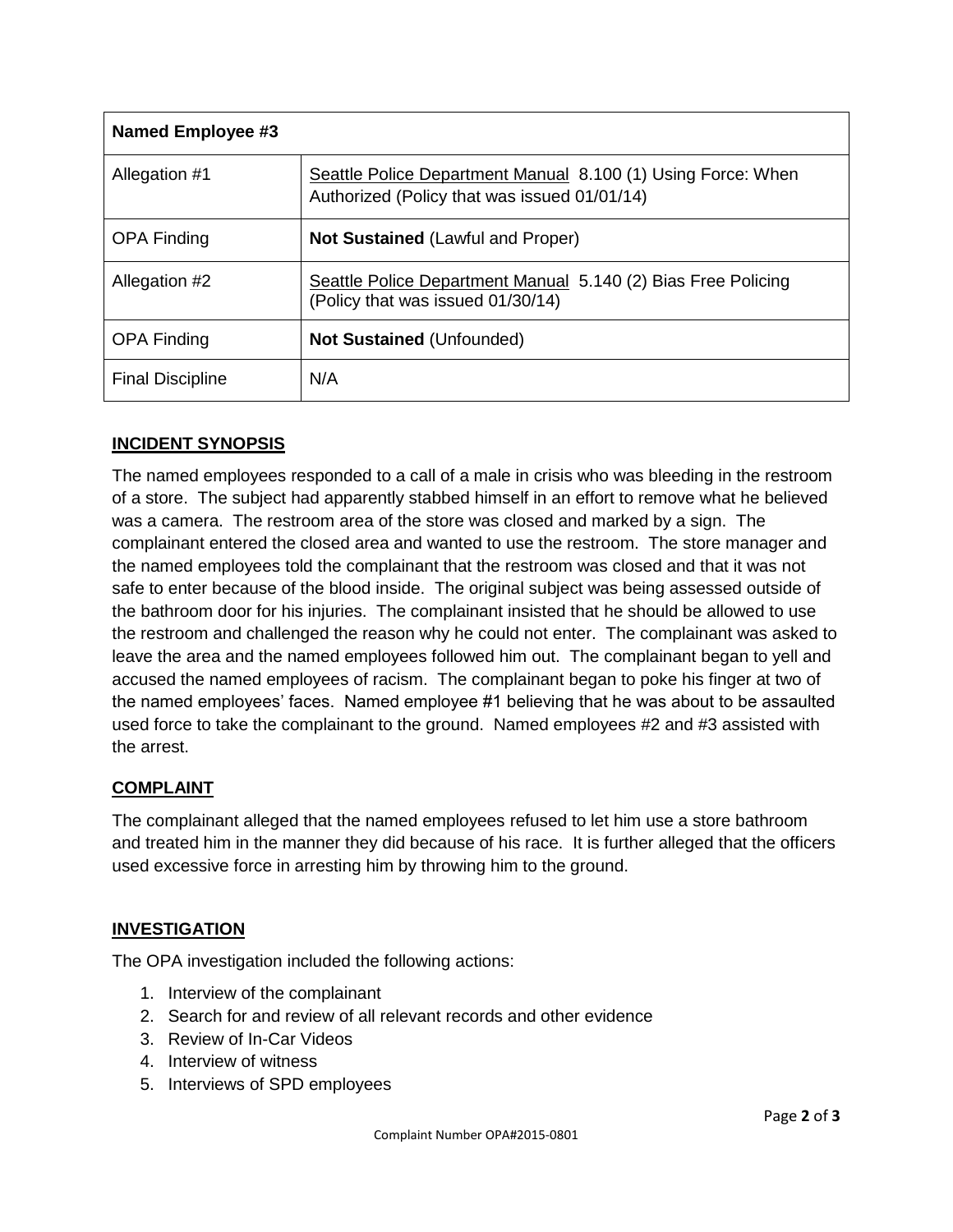| **Named Employee #3** | |
|---|---|
| Allegation #1 | Seattle Police Department Manual 8.100 (1) Using Force: When Authorized (Policy that was issued 01/01/14) |
| OPA Finding | **Not Sustained** (Lawful and Proper) |
| Allegation #2 | Seattle Police Department Manual 5.140 (2) Bias Free Policing (Policy that was issued 01/30/14) |
| OPA Finding | **Not Sustained** (Unfounded) |
| Final Discipline | N/A |

## INCIDENT SYNOPSIS

The named employees responded to a call of a male in crisis who was bleeding in the restroom of a store. The subject had apparently stabbed himself in an effort to remove what he believed was a camera. The restroom area of the store was closed and marked by a sign. The complainant entered the closed area and wanted to use the restroom. The store manager and the named employees told the complainant that the restroom was closed and that it was not safe to enter because of the blood inside. The original subject was being assessed outside of the bathroom door for his injuries. The complainant insisted that he should be allowed to use the restroom and challenged the reason why he could not enter. The complainant was asked to leave the area and the named employees followed him out. The complainant began to yell and accused the named employees of racism. The complainant began to poke his finger at two of the named employees' faces. Named employee #1 believing that he was about to be assaulted used force to take the complainant to the ground. Named employees #2 and #3 assisted with the arrest.

## COMPLAINT

The complainant alleged that the named employees refused to let him use a store bathroom and treated him in the manner they did because of his race. It is further alleged that the officers used excessive force in arresting him by throwing him to the ground.

## INVESTIGATION

The OPA investigation included the following actions:

1. Interview of the complainant
2. Search for and review of all relevant records and other evidence
3. Review of In-Car Videos
4. Interview of witness
5. Interviews of SPD employees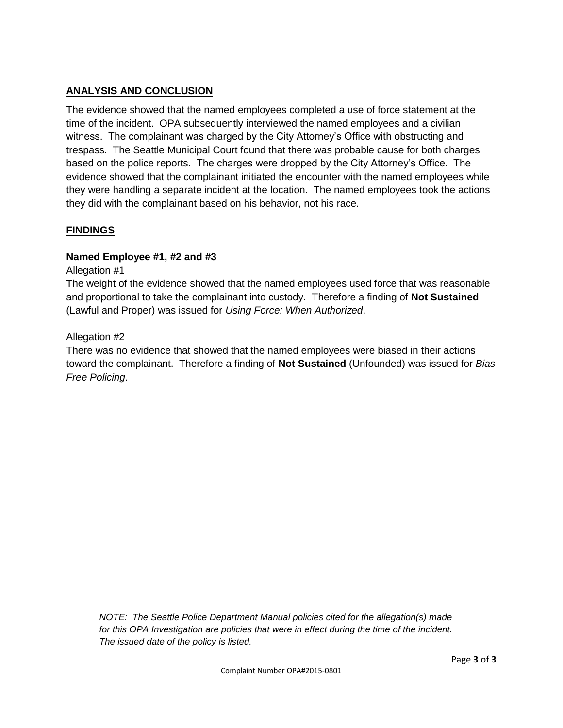## ANALYSIS AND CONCLUSION

The evidence showed that the named employees completed a use of force statement at the time of the incident. OPA subsequently interviewed the named employees and a civilian witness. The complainant was charged by the City Attorney's Office with obstructing and trespass. The Seattle Municipal Court found that there was probable cause for both charges based on the police reports. The charges were dropped by the City Attorney's Office. The evidence showed that the complainant initiated the encounter with the named employees while they were handling a separate incident at the location. The named employees took the actions they did with the complainant based on his behavior, not his race.

## FINDINGS

### Named Employee #1, #2 and #3

Allegation #1

The weight of the evidence showed that the named employees used force that was reasonable and proportional to take the complainant into custody. Therefore a finding of **Not Sustained** (Lawful and Proper) was issued for *Using Force: When Authorized*.

Allegation #2

There was no evidence that showed that the named employees were biased in their actions toward the complainant. Therefore a finding of **Not Sustained** (Unfounded) was issued for *Bias Free Policing*.

*NOTE: The Seattle Police Department Manual policies cited for the allegation(s) made for this OPA Investigation are policies that were in effect during the time of the incident. The issued date of the policy is listed.*

Complaint Number OPA#2015-0801